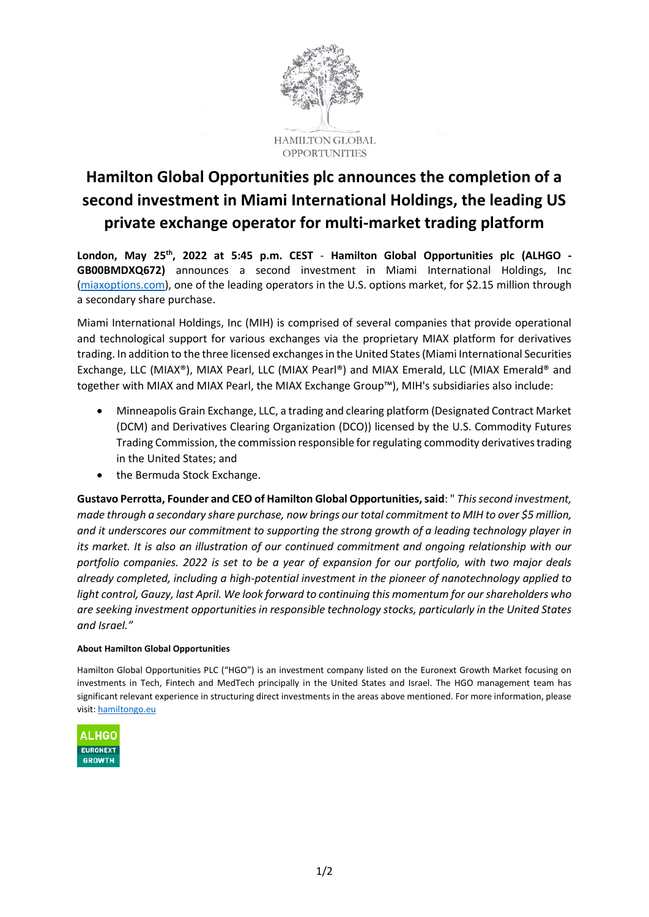HAMILTON GLOBAL OPPORTUNITIES

# Hamilton Global Opportunities plc announces the completion of a second investment in Miami International Holdings, the leading US private exchange operator for multi-market trading platform

**London, May 25th, 2022 at 5:45 p.m. CEST** - **Hamilton Global Opportunities plc (ALHGO - GB00BMDXQ672)** announces a second investment in Miami International Holdings, Inc (miaxoptions.com), one of the leading operators in the U.S. options market, for $2.15 million through a secondary share purchase.

Miami International Holdings, Inc (MIH) is comprised of several companies that provide operational and technological support for various exchanges via the proprietary MIAX platform for derivatives trading. In addition to the three licensed exchanges in the United States (Miami International Securities Exchange, LLC (MIAX®), MIAX Pearl, LLC (MIAX Pearl®) and MIAX Emerald, LLC (MIAX Emerald® and together with MIAX and MIAX Pearl, the MIAX Exchange Group™), MIH's subsidiaries also include:

- Minneapolis Grain Exchange, LLC, a trading and clearing platform (Designated Contract Market (DCM) and Derivatives Clearing Organization (DCO)) licensed by the U.S. Commodity Futures Trading Commission, the commission responsible for regulating commodity derivatives trading in the United States; and
- the Bermuda Stock Exchange.

**Gustavo Perrotta, Founder and CEO of Hamilton Global Opportunities, said**: " *This second investment, made through a secondary share purchase, now brings our total commitment to MIH to over $5 million, and it underscores our commitment to supporting the strong growth of a leading technology player in its market. It is also an illustration of our continued commitment and ongoing relationship with our portfolio companies. 2022 is set to be a year of expansion for our portfolio, with two major deals already completed, including a high-potential investment in the pioneer of nanotechnology applied to light control, Gauzy, last April. We look forward to continuing this momentum for our shareholders who are seeking investment opportunities in responsible technology stocks, particularly in the United States and Israel."*

#### About Hamilton Global Opportunities

Hamilton Global Opportunities PLC ("HGO") is an investment company listed on the Euronext Growth Market focusing on investments in Tech, Fintech and MedTech principally in the United States and Israel. The HGO management team has significant relevant experience in structuring direct investments in the areas above mentioned. For more information, please visit: hamiltongo.eu

ALHGO EURONEXT GROWTH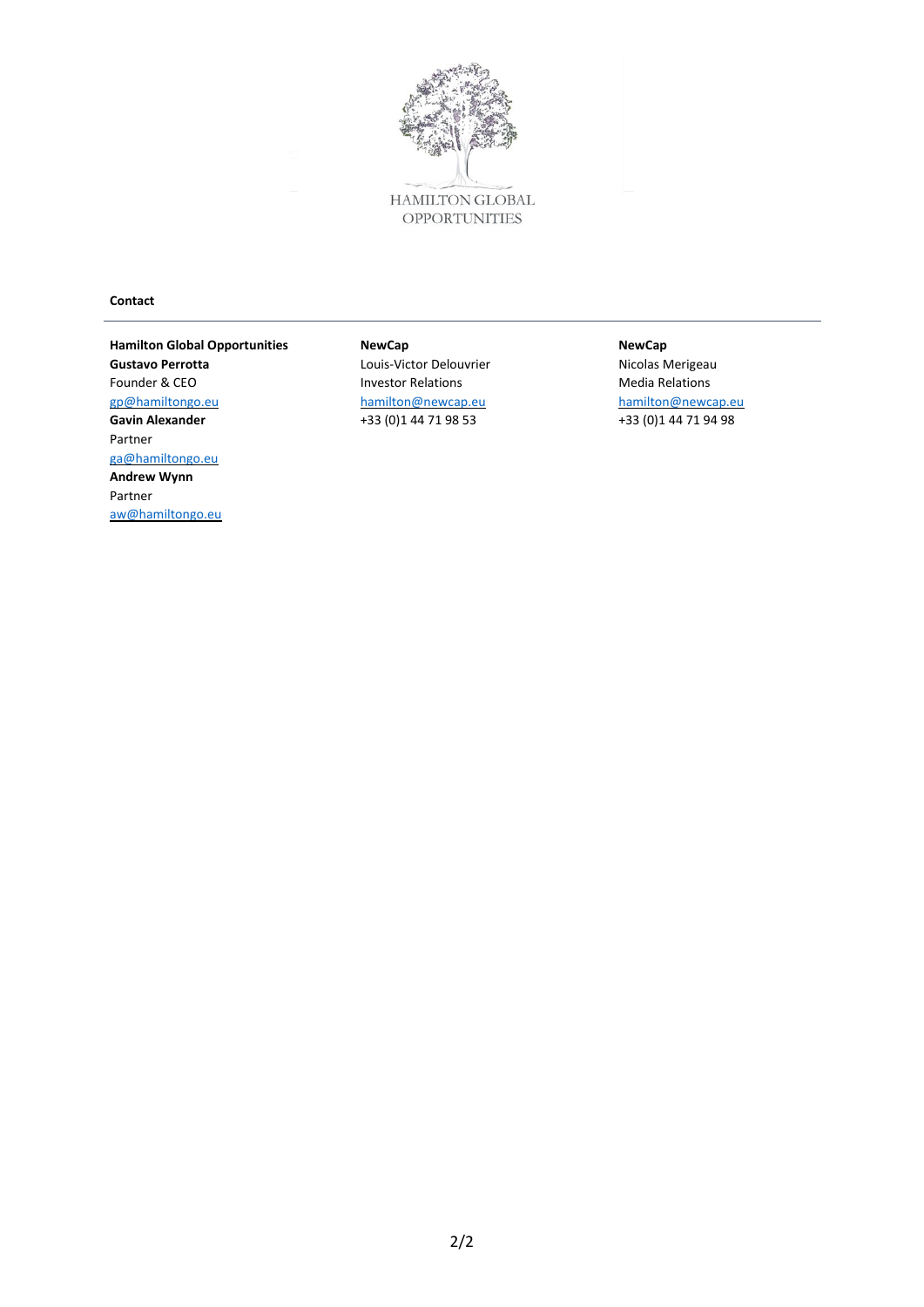HAMILTON GLOBAL OPPORTUNITIES

**Contact**

**Hamilton Global Opportunities**
**Gustavo Perrotta**
Founder & CEO
gp@hamiltongo.eu
**Gavin Alexander**
Partner
ga@hamiltongo.eu
**Andrew Wynn**
Partner
aw@hamiltongo.eu

**NewCap**
Louis-Victor Delouvrier
Investor Relations
hamilton@newcap.eu
+33 (0)1 44 71 98 53

**NewCap**
Nicolas Merigeau
Media Relations
hamilton@newcap.eu
+33 (0)1 44 71 94 98